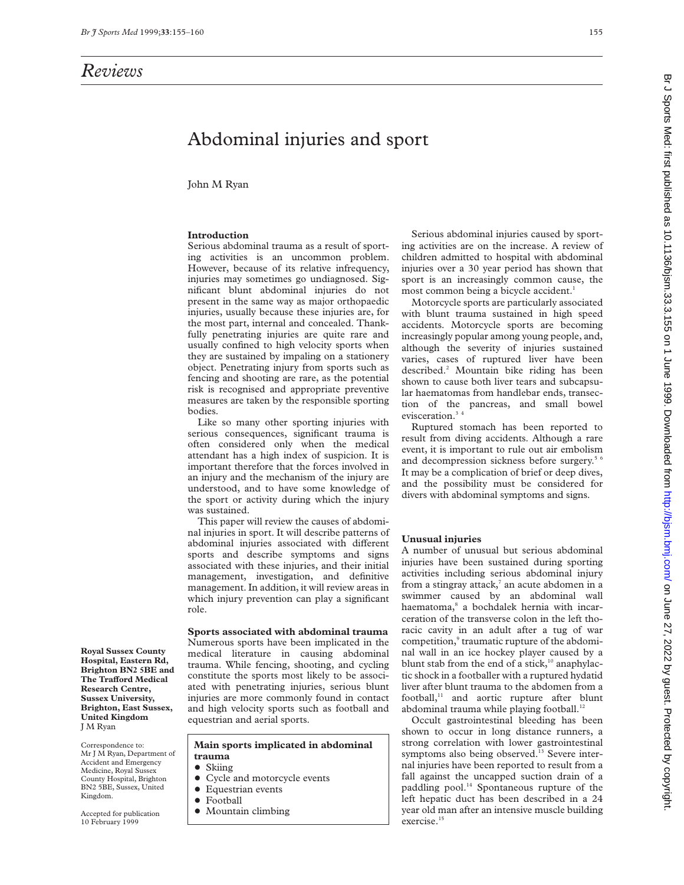## Reviews

# Abdominal injuries and sport

John M Ryan

**Royal Sussex County Hospital, Eastern Rd, Brighton BN2 5BE and The Trafford Medical Research Centre, Sussex University, Brighton, East Sussex, United Kingdom**
J M Ryan

Correspondence to: Mr J M Ryan, Department of Accident and Emergency Medicine, Royal Sussex County Hospital, Brighton BN2 5BE, Sussex, United Kingdom.

Accepted for publication 10 February 1999

### Introduction

Serious abdominal trauma as a result of sporting activities is an uncommon problem. However, because of its relative infrequency, injuries may sometimes go undiagnosed. Significant blunt abdominal injuries do not present in the same way as major orthopaedic injuries, usually because these injuries are, for the most part, internal and concealed. Thankfully penetrating injuries are quite rare and usually confined to high velocity sports when they are sustained by impaling on a stationery object. Penetrating injury from sports such as fencing and shooting are rare, as the potential risk is recognised and appropriate preventive measures are taken by the responsible sporting bodies.

Like so many other sporting injuries with serious consequences, significant trauma is often considered only when the medical attendant has a high index of suspicion. It is important therefore that the forces involved in an injury and the mechanism of the injury are understood, and to have some knowledge of the sport or activity during which the injury was sustained.

This paper will review the causes of abdominal injuries in sport. It will describe patterns of abdominal injuries associated with different sports and describe symptoms and signs associated with these injuries, and their initial management, investigation, and definitive management. In addition, it will review areas in which injury prevention can play a significant role.

### Sports associated with abdominal trauma

Numerous sports have been implicated in the medical literature in causing abdominal trauma. While fencing, shooting, and cycling constitute the sports most likely to be associated with penetrating injuries, serious blunt injuries are more commonly found in contact and high velocity sports such as football and equestrian and aerial sports.

**Main sports implicated in abdominal trauma**

- Skiing
- Cycle and motorcycle events
- Equestrian events
- Football
- Mountain climbing

Serious abdominal injuries caused by sporting activities are on the increase. A review of children admitted to hospital with abdominal injuries over a 30 year period has shown that sport is an increasingly common cause, the most common being a bicycle accident.[1]

Motorcycle sports are particularly associated with blunt trauma sustained in high speed accidents. Motorcycle sports are becoming increasingly popular among young people, and, although the severity of injuries sustained varies, cases of ruptured liver have been described.[2] Mountain bike riding has been shown to cause both liver tears and subcapsular haematomas from handlebar ends, transection of the pancreas, and small bowel evisceration.[3 4]

Ruptured stomach has been reported to result from diving accidents. Although a rare event, it is important to rule out air embolism and decompression sickness before surgery.[5 6] It may be a complication of brief or deep dives, and the possibility must be considered for divers with abdominal symptoms and signs.

### Unusual injuries

A number of unusual but serious abdominal injuries have been sustained during sporting activities including serious abdominal injury from a stingray attack,[7] an acute abdomen in a swimmer caused by an abdominal wall haematoma,[8] a bochdalek hernia with incarceration of the transverse colon in the left thoracic cavity in an adult after a tug of war competition,[9] traumatic rupture of the abdominal wall in an ice hockey player caused by a blunt stab from the end of a stick,[10] anaphylactic shock in a footballer with a ruptured hydatid liver after blunt trauma to the abdomen from a football,[11] and aortic rupture after blunt abdominal trauma while playing football.[12]

Occult gastrointestinal bleeding has been shown to occur in long distance runners, a strong correlation with lower gastrointestinal symptoms also being observed.[13] Severe internal injuries have been reported to result from a fall against the uncapped suction drain of a paddling pool.[14] Spontaneous rupture of the left hepatic duct has been described in a 24 year old man after an intensive muscle building exercise.[15]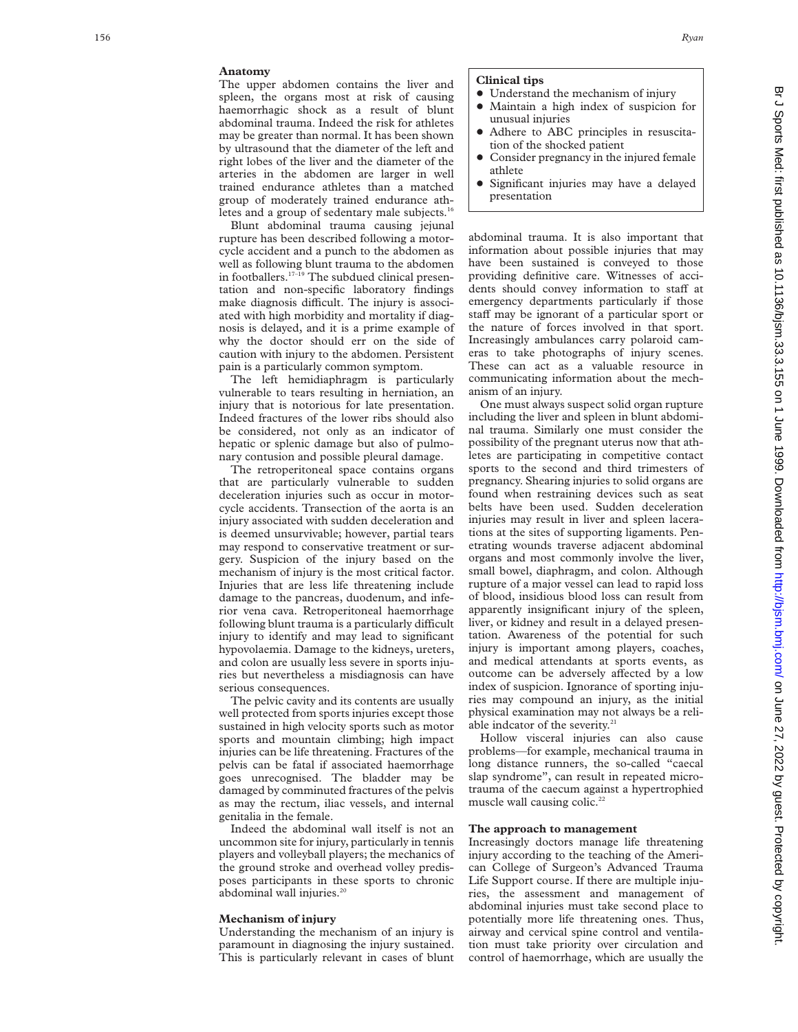## Anatomy

The upper abdomen contains the liver and spleen, the organs most at risk of causing haemorrhagic shock as a result of blunt abdominal trauma. Indeed the risk for athletes may be greater than normal. It has been shown by ultrasound that the diameter of the left and right lobes of the liver and the diameter of the arteries in the abdomen are larger in well trained endurance athletes than a matched group of moderately trained endurance athletes and a group of sedentary male subjects.[16]

Blunt abdominal trauma causing jejunal rupture has been described following a motorcycle accident and a punch to the abdomen as well as following blunt trauma to the abdomen in footballers.[17–19] The subdued clinical presentation and non-specific laboratory findings make diagnosis difficult. The injury is associated with high morbidity and mortality if diagnosis is delayed, and it is a prime example of why the doctor should err on the side of caution with injury to the abdomen. Persistent pain is a particularly common symptom.

The left hemidiaphragm is particularly vulnerable to tears resulting in herniation, an injury that is notorious for late presentation. Indeed fractures of the lower ribs should also be considered, not only as an indicator of hepatic or splenic damage but also of pulmonary contusion and possible pleural damage.

The retroperitoneal space contains organs that are particularly vulnerable to sudden deceleration injuries such as occur in motorcycle accidents. Transection of the aorta is an injury associated with sudden deceleration and is deemed unsurvivable; however, partial tears may respond to conservative treatment or surgery. Suspicion of the injury based on the mechanism of injury is the most critical factor. Injuries that are less life threatening include damage to the pancreas, duodenum, and inferior vena cava. Retroperitoneal haemorrhage following blunt trauma is a particularly difficult injury to identify and may lead to significant hypovolaemia. Damage to the kidneys, ureters, and colon are usually less severe in sports injuries but nevertheless a misdiagnosis can have serious consequences.

The pelvic cavity and its contents are usually well protected from sports injuries except those sustained in high velocity sports such as motor sports and mountain climbing; high impact injuries can be life threatening. Fractures of the pelvis can be fatal if associated haemorrhage goes unrecognised. The bladder may be damaged by comminuted fractures of the pelvis as may the rectum, iliac vessels, and internal genitalia in the female.

Indeed the abdominal wall itself is not an uncommon site for injury, particularly in tennis players and volleyball players; the mechanics of the ground stroke and overhead volley predisposes participants in these sports to chronic abdominal wall injuries.[20]

## Mechanism of injury

Understanding the mechanism of an injury is paramount in diagnosing the injury sustained. This is particularly relevant in cases of blunt abdominal trauma. It is also important that information about possible injuries that may have been sustained is conveyed to those providing definitive care. Witnesses of accidents should convey information to staff at emergency departments particularly if those staff may be ignorant of a particular sport or the nature of forces involved in that sport. Increasingly ambulances carry polaroid cameras to take photographs of injury scenes. These can act as a valuable resource in communicating information about the mechanism of an injury.

**Clinical tips**

- Understand the mechanism of injury
- Maintain a high index of suspicion for unusual injuries
- Adhere to ABC principles in resuscitation of the shocked patient
- Consider pregnancy in the injured female athlete
- Significant injuries may have a delayed presentation

One must always suspect solid organ rupture including the liver and spleen in blunt abdominal trauma. Similarly one must consider the possibility of the pregnant uterus now that athletes are participating in competitive contact sports to the second and third trimesters of pregnancy. Shearing injuries to solid organs are found when restraining devices such as seat belts have been used. Sudden deceleration injuries may result in liver and spleen lacerations at the sites of supporting ligaments. Penetrating wounds traverse adjacent abdominal organs and most commonly involve the liver, small bowel, diaphragm, and colon. Although rupture of a major vessel can lead to rapid loss of blood, insidious blood loss can result from apparently insignificant injury of the spleen, liver, or kidney and result in a delayed presentation. Awareness of the potential for such injury is important among players, coaches, and medical attendants at sports events, as outcome can be adversely affected by a low index of suspicion. Ignorance of sporting injuries may compound an injury, as the initial physical examination may not always be a reliable indcator of the severity.[21]

Hollow visceral injuries can also cause problems—for example, mechanical trauma in long distance runners, the so-called "caecal slap syndrome", can result in repeated microtrauma of the caecum against a hypertrophied muscle wall causing colic.[22]

## The approach to management

Increasingly doctors manage life threatening injury according to the teaching of the American College of Surgeon's Advanced Trauma Life Support course. If there are multiple injuries, the assessment and management of abdominal injuries must take second place to potentially more life threatening ones. Thus, airway and cervical spine control and ventilation must take priority over circulation and control of haemorrhage, which are usually the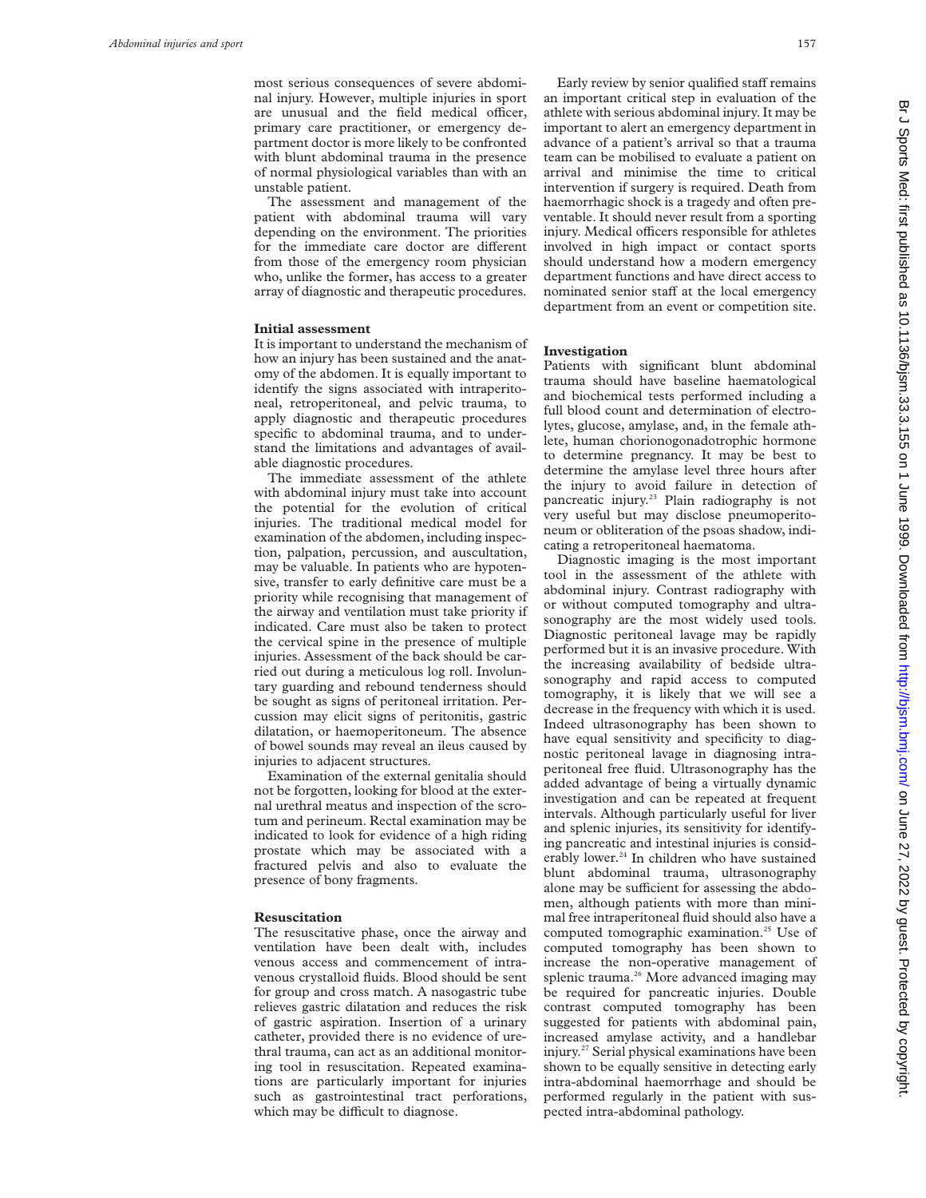most serious consequences of severe abdominal injury. However, multiple injuries in sport are unusual and the field medical officer, primary care practitioner, or emergency department doctor is more likely to be confronted with blunt abdominal trauma in the presence of normal physiological variables than with an unstable patient.

The assessment and management of the patient with abdominal trauma will vary depending on the environment. The priorities for the immediate care doctor are different from those of the emergency room physician who, unlike the former, has access to a greater array of diagnostic and therapeutic procedures.

**Initial assessment**

It is important to understand the mechanism of how an injury has been sustained and the anatomy of the abdomen. It is equally important to identify the signs associated with intraperitoneal, retroperitoneal, and pelvic trauma, to apply diagnostic and therapeutic procedures specific to abdominal trauma, and to understand the limitations and advantages of available diagnostic procedures.

The immediate assessment of the athlete with abdominal injury must take into account the potential for the evolution of critical injuries. The traditional medical model for examination of the abdomen, including inspection, palpation, percussion, and auscultation, may be valuable. In patients who are hypotensive, transfer to early definitive care must be a priority while recognising that management of the airway and ventilation must take priority if indicated. Care must also be taken to protect the cervical spine in the presence of multiple injuries. Assessment of the back should be carried out during a meticulous log roll. Involuntary guarding and rebound tenderness should be sought as signs of peritoneal irritation. Percussion may elicit signs of peritonitis, gastric dilatation, or haemoperitoneum. The absence of bowel sounds may reveal an ileus caused by injuries to adjacent structures.

Examination of the external genitalia should not be forgotten, looking for blood at the external urethral meatus and inspection of the scrotum and perineum. Rectal examination may be indicated to look for evidence of a high riding prostate which may be associated with a fractured pelvis and also to evaluate the presence of bony fragments.

**Resuscitation**

The resuscitative phase, once the airway and ventilation have been dealt with, includes venous access and commencement of intravenous crystalloid fluids. Blood should be sent for group and cross match. A nasogastric tube relieves gastric dilatation and reduces the risk of gastric aspiration. Insertion of a urinary catheter, provided there is no evidence of urethral trauma, can act as an additional monitoring tool in resuscitation. Repeated examinations are particularly important for injuries such as gastrointestinal tract perforations, which may be difficult to diagnose.

Early review by senior qualified staff remains an important critical step in evaluation of the athlete with serious abdominal injury. It may be important to alert an emergency department in advance of a patient's arrival so that a trauma team can be mobilised to evaluate a patient on arrival and minimise the time to critical intervention if surgery is required. Death from haemorrhagic shock is a tragedy and often preventable. It should never result from a sporting injury. Medical officers responsible for athletes involved in high impact or contact sports should understand how a modern emergency department functions and have direct access to nominated senior staff at the local emergency department from an event or competition site.

**Investigation**

Patients with significant blunt abdominal trauma should have baseline haematological and biochemical tests performed including a full blood count and determination of electrolytes, glucose, amylase, and, in the female athlete, human chorionogonadotrophic hormone to determine pregnancy. It may be best to determine the amylase level three hours after the injury to avoid failure in detection of pancreatic injury.[23] Plain radiography is not very useful but may disclose pneumoperitoneum or obliteration of the psoas shadow, indicating a retroperitoneal haematoma.

Diagnostic imaging is the most important tool in the assessment of the athlete with abdominal injury. Contrast radiography with or without computed tomography and ultrasonography are the most widely used tools. Diagnostic peritoneal lavage may be rapidly performed but it is an invasive procedure. With the increasing availability of bedside ultrasonography and rapid access to computed tomography, it is likely that we will see a decrease in the frequency with which it is used. Indeed ultrasonography has been shown to have equal sensitivity and specificity to diagnostic peritoneal lavage in diagnosing intraperitoneal free fluid. Ultrasonography has the added advantage of being a virtually dynamic investigation and can be repeated at frequent intervals. Although particularly useful for liver and splenic injuries, its sensitivity for identifying pancreatic and intestinal injuries is considerably lower.[24] In children who have sustained blunt abdominal trauma, ultrasonography alone may be sufficient for assessing the abdomen, although patients with more than minimal free intraperitoneal fluid should also have a computed tomographic examination.[25] Use of computed tomography has been shown to increase the non-operative management of splenic trauma.[26] More advanced imaging may be required for pancreatic injuries. Double contrast computed tomography has been suggested for patients with abdominal pain, increased amylase activity, and a handlebar injury.[27] Serial physical examinations have been shown to be equally sensitive in detecting early intra-abdominal haemorrhage and should be performed regularly in the patient with suspected intra-abdominal pathology.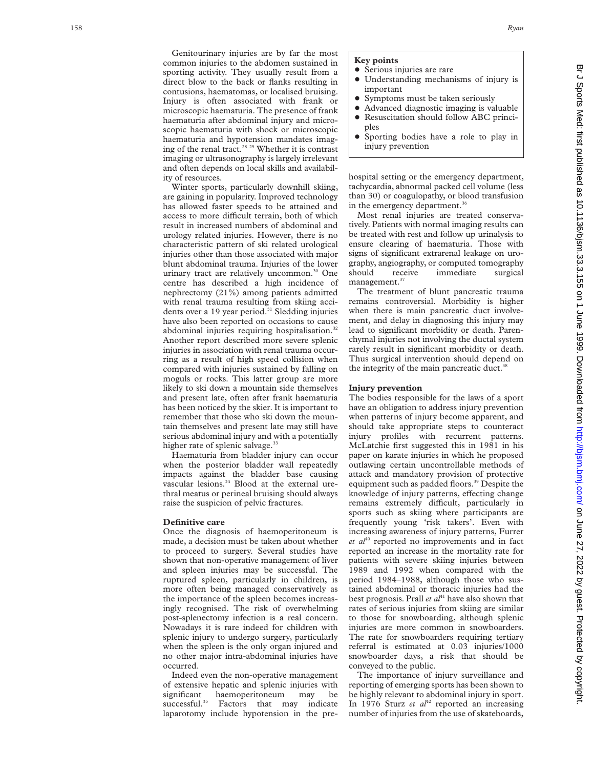Genitourinary injuries are by far the most common injuries to the abdomen sustained in sporting activity. They usually result from a direct blow to the back or flanks resulting in contusions, haematomas, or localised bruising. Injury is often associated with frank or microscopic haematuria. The presence of frank haematuria after abdominal injury and microscopic haematuria with shock or microscopic haematuria and hypotension mandates imaging of the renal tract.[28 29] Whether it is contrast imaging or ultrasonography is largely irrelevant and often depends on local skills and availability of resources.

Winter sports, particularly downhill skiing, are gaining in popularity. Improved technology has allowed faster speeds to be attained and access to more difficult terrain, both of which result in increased numbers of abdominal and urology related injuries. However, there is no characteristic pattern of ski related urological injuries other than those associated with major blunt abdominal trauma. Injuries of the lower urinary tract are relatively uncommon.[30] One centre has described a high incidence of nephrectomy (21%) among patients admitted with renal trauma resulting from skiing accidents over a 19 year period.[31] Sledding injuries have also been reported on occasions to cause abdominal injuries requiring hospitalisation.[32] Another report described more severe splenic injuries in association with renal trauma occurring as a result of high speed collision when compared with injuries sustained by falling on moguls or rocks. This latter group are more likely to ski down a mountain side themselves and present late, often after frank haematuria has been noticed by the skier. It is important to remember that those who ski down the mountain themselves and present late may still have serious abdominal injury and with a potentially higher rate of splenic salvage.[33]

Haematuria from bladder injury can occur when the posterior bladder wall repeatedly impacts against the bladder base causing vascular lesions.[34] Blood at the external urethral meatus or perineal bruising should always raise the suspicion of pelvic fractures.

## Definitive care

Once the diagnosis of haemoperitoneum is made, a decision must be taken about whether to proceed to surgery. Several studies have shown that non-operative management of liver and spleen injuries may be successful. The ruptured spleen, particularly in children, is more often being managed conservatively as the importance of the spleen becomes increasingly recognised. The risk of overwhelming post-splenectomy infection is a real concern. Nowadays it is rare indeed for children with splenic injury to undergo surgery, particularly when the spleen is the only organ injured and no other major intra-abdominal injuries have occurred.

Indeed even the non-operative management of extensive hepatic and splenic injuries with significant haemoperitoneum may be successful.[35] Factors that may indicate laparotomy include hypotension in the pre-hospital setting or the emergency department, tachycardia, abnormal packed cell volume (less than 30) or coagulopathy, or blood transfusion in the emergency department.[36]

Most renal injuries are treated conservatively. Patients with normal imaging results can be treated with rest and follow up urinalysis to ensure clearing of haematuria. Those with signs of significant extrarenal leakage on urography, angiography, or computed tomography should receive immediate surgical management.[37]

The treatment of blunt pancreatic trauma remains controversial. Morbidity is higher when there is main pancreatic duct involvement, and delay in diagnosing this injury may lead to significant morbidity or death. Parenchymal injuries not involving the ductal system rarely result in significant morbidity or death. Thus surgical intervention should depend on the integrity of the main pancreatic duct.[38]

**Key points**

- Serious injuries are rare
- Understanding mechanisms of injury is important
- Symptoms must be taken seriously
- Advanced diagnostic imaging is valuable
- Resuscitation should follow ABC principles
- Sporting bodies have a role to play in injury prevention

## Injury prevention

The bodies responsible for the laws of a sport have an obligation to address injury prevention when patterns of injury become apparent, and should take appropriate steps to counteract injury profiles with recurrent patterns. McLatchie first suggested this in 1981 in his paper on karate injuries in which he proposed outlawing certain uncontrollable methods of attack and mandatory provision of protective equipment such as padded floors.[39] Despite the knowledge of injury patterns, effecting change remains extremely difficult, particularly in sports such as skiing where participants are frequently young 'risk takers'. Even with increasing awareness of injury patterns, Furrer *et al*[40] reported no improvements and in fact reported an increase in the mortality rate for patients with severe skiing injuries between 1989 and 1992 when compared with the period 1984–1988, although those who sustained abdominal or thoracic injuries had the best prognosis. Prall *et al*[41] have also shown that rates of serious injuries from skiing are similar to those for snowboarding, although splenic injuries are more common in snowboarders. The rate for snowboarders requiring tertiary referral is estimated at 0.03 injuries/1000 snowboarder days, a risk that should be conveyed to the public.

The importance of injury surveillance and reporting of emerging sports has been shown to be highly relevant to abdominal injury in sport. In 1976 Sturz *et al*[42] reported an increasing number of injuries from the use of skateboards,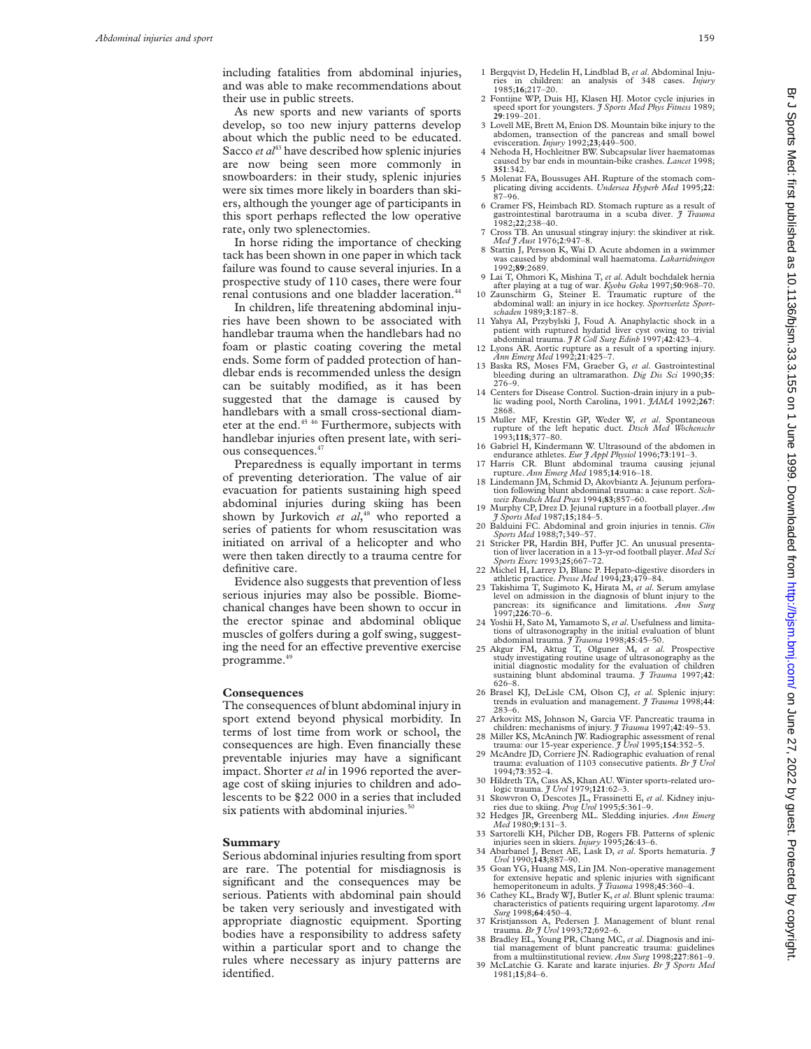including fatalities from abdominal injuries, and was able to make recommendations about their use in public streets.

As new sports and new variants of sports develop, so too new injury patterns develop about which the public need to be educated. Sacco *et al*[43] have described how splenic injuries are now being seen more commonly in snowboarders: in their study, splenic injuries were six times more likely in boarders than skiers, although the younger age of participants in this sport perhaps reflected the low operative rate, only two splenectomies.

In horse riding the importance of checking tack has been shown in one paper in which tack failure was found to cause several injuries. In a prospective study of 110 cases, there were four renal contusions and one bladder laceration.[44]

In children, life threatening abdominal injuries have been shown to be associated with handlebar trauma when the handlebars had no foam or plastic coating covering the metal ends. Some form of padded protection of handlebar ends is recommended unless the design can be suitably modified, as it has been suggested that the damage is caused by handlebars with a small cross-sectional diameter at the end.[45 46] Furthermore, subjects with handlebar injuries often present late, with serious consequences.[47]

Preparedness is equally important in terms of preventing deterioration. The value of air evacuation for patients sustaining high speed abdominal injuries during skiing has been shown by Jurkovich *et al*,[48] who reported a series of patients for whom resuscitation was initiated on arrival of a helicopter and who were then taken directly to a trauma centre for definitive care.

Evidence also suggests that prevention of less serious injuries may also be possible. Biomechanical changes have been shown to occur in the erector spinae and abdominal oblique muscles of golfers during a golf swing, suggesting the need for an effective preventive exercise programme.[49]

## Consequences

The consequences of blunt abdominal injury in sport extend beyond physical morbidity. In terms of lost time from work or school, the consequences are high. Even financially these preventable injuries may have a significant impact. Shorter *et al* in 1996 reported the average cost of skiing injuries to children and adolescents to be $22 000 in a series that included six patients with abdominal injuries.[50]

## Summary

Serious abdominal injuries resulting from sport are rare. The potential for misdiagnosis is significant and the consequences may be serious. Patients with abdominal pain should be taken very seriously and investigated with appropriate diagnostic equipment. Sporting bodies have a responsibility to address safety within a particular sport and to change the rules where necessary as injury patterns are identified.

1 Bergqvist D, Hedelin H, Lindblad B, *et al*. Abdominal Injuries in children: an analysis of 348 cases. *Injury* 1985;**16**;217–20.
2 Fontijne WP, Duis HJ, Klasen HJ. Motor cycle injuries in speed sport for youngsters. *J Sports Med Phys Fitness* 1989; **29**:199–201.
3 Lovell ME, Brett M, Enion DS. Mountain bike injury to the abdomen, transection of the pancreas and small bowel evisceration. *Injury* 1992;**23**;449–500.
4 Nehoda H, Hochleitner BW. Subcapsular liver haematomas caused by bar ends in mountain-bike crashes. *Lancet* 1998; **351**:342.
5 Molenat FA, Boussuges AH. Rupture of the stomach complicating diving accidents. *Undersea Hyperb Med* 1995;**22**: 87–96.
6 Cramer FS, Heimbach RD. Stomach rupture as a result of gastrointestinal barotrauma in a scuba diver. *J Trauma* 1982;**22**;238–40.
7 Cross TB. An unusual stingray injury: the skindiver at risk. *Med J Aust* 1976;**2**:947–8.
8 Stattin J, Persson K, Wai D. Acute abdomen in a swimmer was caused by abdominal wall haematoma. *Lakartidningen* 1992;**89**:2689.
9 Lai T, Ohmori K, Mishina T, *et al*. Adult bochdalek hernia after playing at a tug of war. *Kyobu Geka* 1997;**50**:968–70.
10 Zaunschirm G, Steiner E. Traumatic rupture of the abdominal wall: an injury in ice hockey. *Sportverletz Sportschaden* 1989;**3**:187–8.
11 Yahya AI, Przybylski J, Foud A. Anaphylactic shock in a patient with ruptured hydatid liver cyst owing to trivial abdominal trauma. *J R Coll Surg Edinb* 1997;**42**:423–4.
12 Lyons AR. Aortic rupture as a result of a sporting injury. *Ann Emerg Med* 1992;**21**:425–7.
13 Baska RS, Moses FM, Graeber G, *et al*. Gastrointestinal bleeding during an ultramarathon. *Dig Dis Sci* 1990;**35**: 276–9.
14 Centers for Disease Control. Suction-drain injury in a public wading pool, North Carolina, 1991. *JAMA* 1992;**267**: 2868.
15 Muller MF, Krestin GP, Weder W, *et al*. Spontaneous rupture of the left hepatic duct. *Dtsch Med Wochenschr* 1993;**118**;377–80.
16 Gabriel H, Kindermann W. Ultrasound of the abdomen in endurance athletes. *Eur J Appl Physiol* 1996;**73**:191–3.
17 Harris CR. Blunt abdominal trauma causing jejunal rupture. *Ann Emerg Med* 1985;**14**:916–18.
18 Lindemann JM, Schmid D, Akovbiantz A. Jejunum perforation following blunt abdominal trauma: a case report. *Schweiz Rundsch Med Prax* 1994;**83**;857–60.
19 Murphy CP, Drez D. Jejunal rupture in a football player. *Am J Sports Med* 1987;**15**;184–5.
20 Balduini FC. Abdominal and groin injuries in tennis. *Clin Sports Med* 1988;**7**;349–57.
21 Stricker PR, Hardin BH, Puffer JC. An unusual presentation of liver laceration in a 13-yr-od football player. *Med Sci Sports Exerc* 1993;**25**;667–72.
22 Michel H, Larrey D, Blanc P. Hepato-digestive disorders in athletic practice. *Presse Med* 1994;**23**;479–84.
23 Takishima T, Sugimoto K, Hirata M, *et al*. Serum amylase level on admission in the diagnosis of blunt injury to the pancreas: its significance and limitations. *Ann Surg* 1997;**226**:70–6.
24 Yoshii H, Sato M, Yamamoto S, *et al*. Usefulness and limitations of ultrasonography in the initial evaluation of blunt abdominal trauma. *J Trauma* 1998;**45**:45–50.
25 Akgur FM, Aktug T, Olguner M, *et al*. Prospective study investigating routine usage of ultrasonography as the initial diagnostic modality for the evaluation of children sustaining blunt abdominal trauma. *J Trauma* 1997;**42**: 626–8.
26 Brasel KJ, DeLisle CM, Olson CJ, *et al*. Splenic injury: trends in evaluation and management. *J Trauma* 1998;**44**: 283–6.
27 Arkovitz MS, Johnson N, Garcia VF. Pancreatic trauma in children: mechanisms of injury. *J Trauma* 1997;**42**:49–53.
28 Miller KS, McAninch JW. Radiographic assessment of renal trauma: our 15-year experience. *J Urol* 1995;**154**:352–5.
29 McAndre JD, Corriere JN. Radiographic evaluation of renal trauma: evaluation of 1103 consecutive patients. *Br J Urol* 1994;**73**:352–4.
30 Hildreth TA, Cass AS, Khan AU. Winter sports-related urologic trauma. *J Urol* 1979;**121**:62–3.
31 Skowvron O, Descotes JL, Frassinetti E, *et al*. Kidney injuries due to skiing. *Prog Urol* 1995;**5**:361–9.
32 Hedges JR, Greenberg ML. Sledding injuries. *Ann Emerg Med* 1980;**9**:131–3.
33 Sartorelli KH, Pilcher DB, Rogers FB. Patterns of splenic injuries seen in skiers. *Injury* 1995;**26**:43–6.
34 Abarbanel J, Benet AE, Lask D, *et al*. Sports hematuria. *J Urol* 1990;**143**;887–90.
35 Goan YG, Huang MS, Lin JM. Non-operative management for extensive hepatic and splenic injuries with significant hemoperitoneum in adults. *J Trauma* 1998;**45**:360–4.
36 Cathey KL, Brady WJ, Butler K, *et al*. Blunt splenic trauma: characteristics of patients requiring urgent laparotomy. *Am Surg* 1998;**64**:450–4.
37 Kristjansson A, Pedersen J. Management of blunt renal trauma. *Br J Urol* 1993;**72**;692–6.
38 Bradley EL, Young PR, Chang MC, *et al*. Diagnosis and initial management of blunt pancreatic trauma: guidelines from a multiinstitutional review. *Ann Surg* 1998;**227**:861–9.
39 McLatchie G. Karate and karate injuries. *Br J Sports Med* 1981;**15**;84–6.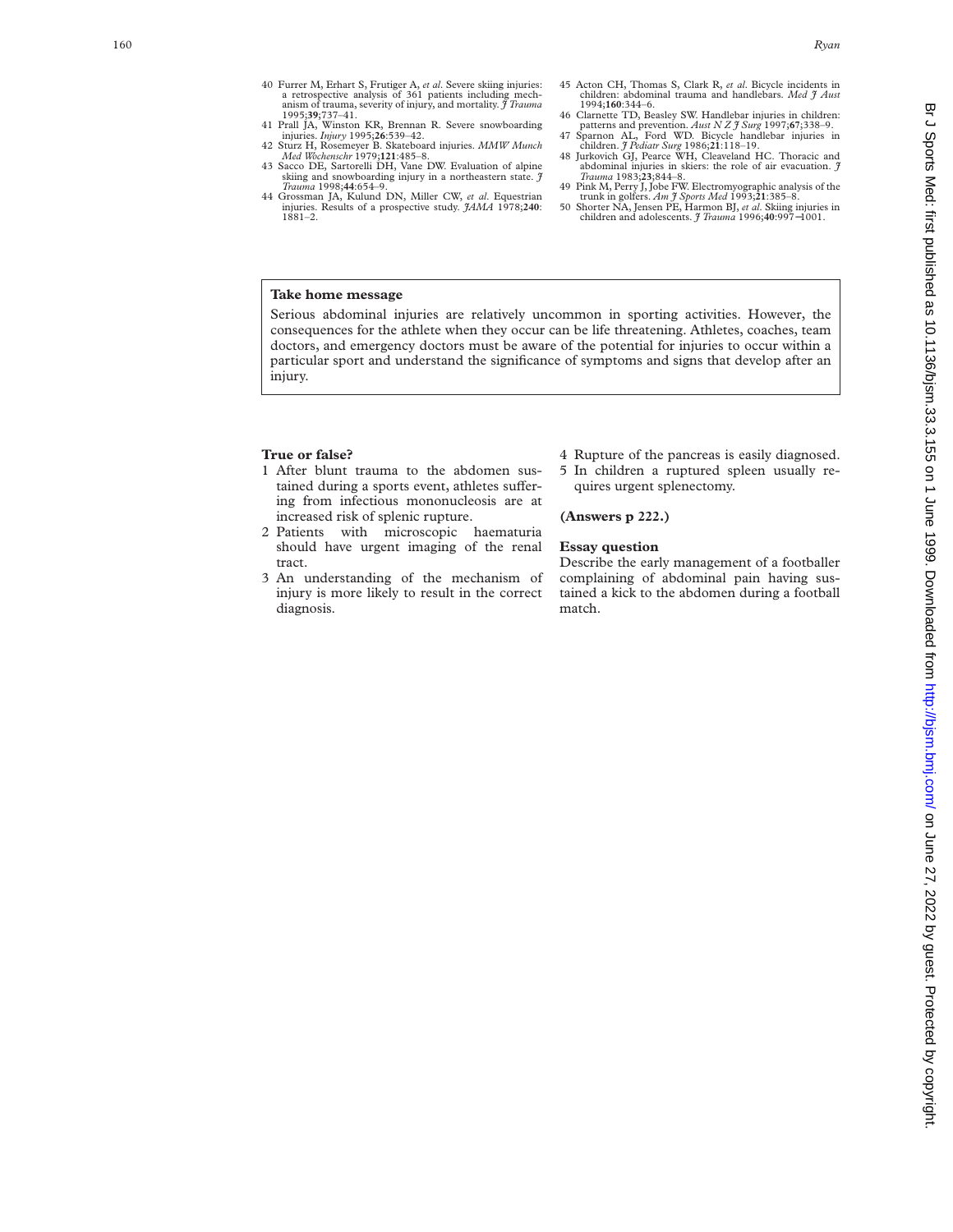40 Furrer M, Erhart S, Frutiger A, *et al*. Severe skiing injuries: a retrospective analysis of 361 patients including mechanism of trauma, severity of injury, and mortality. *J Trauma* 1995;**39**;737–41.

41 Prall JA, Winston KR, Brennan R. Severe snowboarding injuries. *Injury* 1995;**26**:539–42.

42 Sturz H, Rosemeyer B. Skateboard injuries. *MMW Munch Med Wochenschr* 1979;**121**:485–8.

43 Sacco DE, Sartorelli DH, Vane DW. Evaluation of alpine skiing and snowboarding injury in a northeastern state. *J Trauma* 1998;**44**:654–9.

44 Grossman JA, Kulund DN, Miller CW, *et al*. Equestrian injuries. Results of a prospective study. *JAMA* 1978;**240**: 1881–2.

45 Acton CH, Thomas S, Clark R, *et al*. Bicycle incidents in children: abdominal trauma and handlebars. *Med J Aust* 1994;**160**:344–6.

46 Clarnette TD, Beasley SW. Handlebar injuries in children: patterns and prevention. *Aust N Z J Surg* 1997;**67**;338–9.

47 Sparnon AL, Ford WD. Bicycle handlebar injuries in children. *J Pediatr Surg* 1986;**21**:118–19.

48 Jurkovich GJ, Pearce WH, Cleaveland HC. Thoracic and abdominal injuries in skiers: the role of air evacuation. *J Trauma* 1983;**23**;844–8.

49 Pink M, Perry J, Jobe FW. Electromyographic analysis of the trunk in golfers. *Am J Sports Med* 1993;**21**:385–8.

50 Shorter NA, Jensen PE, Harmon BJ, *et al*. Skiing injuries in children and adolescents. *J Trauma* 1996;**40**:997–1001.

**Take home message**

Serious abdominal injuries are relatively uncommon in sporting activities. However, the consequences for the athlete when they occur can be life threatening. Athletes, coaches, team doctors, and emergency doctors must be aware of the potential for injuries to occur within a particular sport and understand the significance of symptoms and signs that develop after an injury.

**True or false?**

1 After blunt trauma to the abdomen sustained during a sports event, athletes suffering from infectious mononucleosis are at increased risk of splenic rupture.
2 Patients with microscopic haematuria should have urgent imaging of the renal tract.
3 An understanding of the mechanism of injury is more likely to result in the correct diagnosis.
4 Rupture of the pancreas is easily diagnosed.
5 In children a ruptured spleen usually requires urgent splenectomy.

**(Answers p 222.)**

**Essay question**

Describe the early management of a footballer complaining of abdominal pain having sustained a kick to the abdomen during a football match.